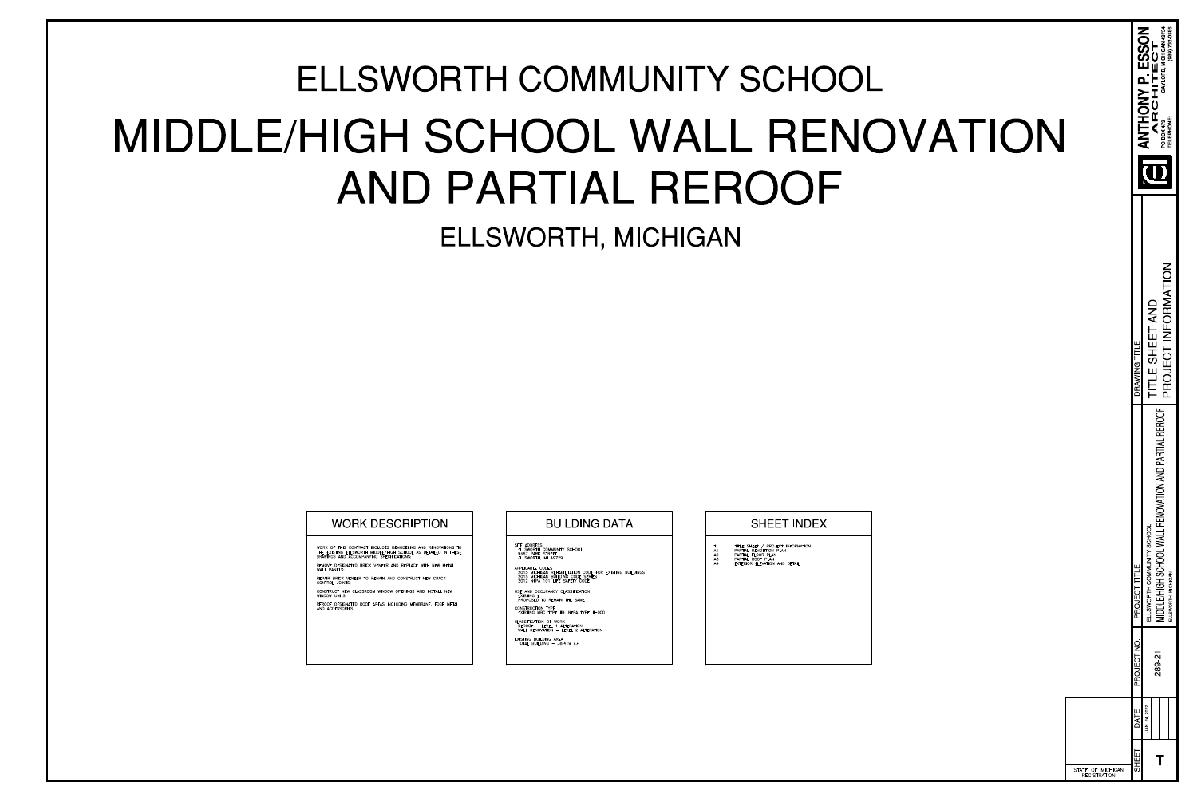# ELLSWORTH COMMUNITY SCHOOL

# MIDDLE/HIGH SCHOOL WALL RENOVATION AND PARTIAL REROOF

## ELLSWORTH, MICHIGAN

### WORK DESCRIPTION

WORK OF THIS CONTRACT INCLUDES REMODELING AND RENOVATIONS TO THE EXISTING ELLSWORTH MIDDLE/HIGH SCHOOL AS DETAILED IN THESE DRAWINGS AND ACCOMPANYING SPECIFICATIONS.

REMOVE DESIGNATED BRICK VENEER AND REPLACE WITH NEW METAL WALL PANELS.

REPAIR BRICK VENEER TO REMAIN AND CONSTRUCT NEW CRACK CONTROL JOINTS.

CONSTRUCT NEW CLASSROOM WINDOW OPENINGS AND INSTALL NEW WINDOW UNITS.

REROOF DESIGNATED ROOF AREAS INCLUDING MEMBRANE, EDGE METAL AND ACCESSORIES.

### BUILDING DATA

SITE ADDRESS
ELLSWORTH COMMUNITY SCHOOL
9467 PARK STREET
ELLSWORTH, MI 49729

APPLICABLE CODES
2015 MICHIGAN REHABILITATION CODE FOR EXISTING BUILDINGS
2015 MICHIGAN BUILDING CODE SERIES
2012 NFPA 101 LIFE SAFETY CODE

USE AND OCCUPANCY CLASSIFICATION
EXISTING E
PROPOSED TO REMAIN THE SAME

CONSTRUCTION TYPE
EXISTING MBC TYPE IIB, NFPA TYPE II-000

CLASSIFICATION OF WORK
REROOF – LEVEL 1 ALTERATION
WALL RENOVATION – LEVEL 2 ALTERATION

EXISTING BUILDING AREA
TOTAL BUILDING – 38,416 s.f.

### SHEET INDEX

| | |
|---|---|
| T | TITLE SHEET / PROJECT INFORMATION |
| A1 | PARTIAL DEMOLITION PLAN |
| A2 | PARTIAL FLOOR PLAN |
| A3 | PARTIAL ROOF PLAN |
| A4 | EXTERIOR ELEVATION AND DETAIL |

ANTHONY P. ESSON
ARCHITECT
PO BOX 619 GAYLORD, MICHIGAN 49734
TELEPHONE: (989) 732-6083

DRAWING TITLE: TITLE SHEET AND PROJECT INFORMATION

PROJECT TITLE: ELLSWORTH COMMUNITY SCHOOL
MIDDLE/HIGH SCHOOL WALL RENOVATION AND PARTIAL REROOF
ELLSWORTH, MICHIGAN

PROJECT NO.: 289-21

DATE: JAN. 24, 2022

SHEET: T

STATE OF MICHIGAN REGISTRATION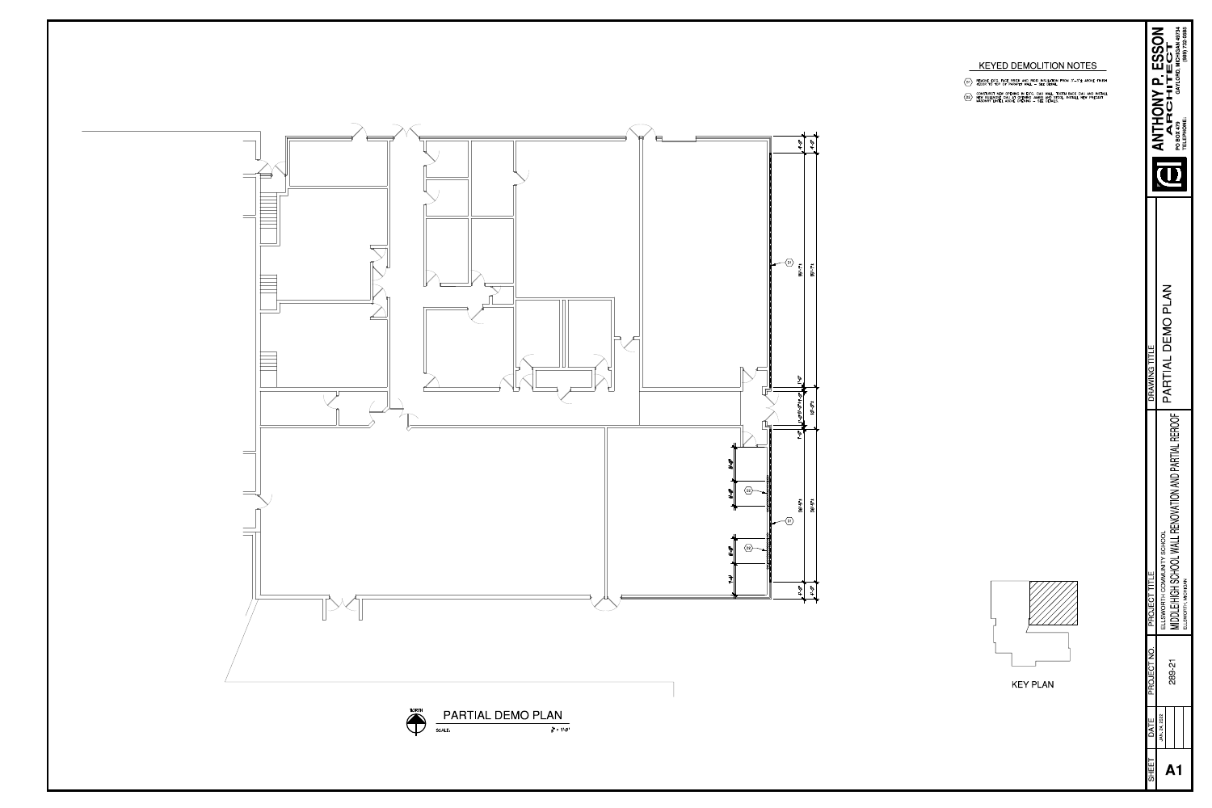## KEYED DEMOLITION NOTES

01. REMOVE EXIS. FACE BRICK AND RIGID INSULATION FROM 1'-0"± ABOVE FINISH FLOOR TO TOP OF PARAPET WALL – SEE DETAIL.

02. CONSTRUCT NEW OPENING IN EXIS. CMU WALL. TOOTH BACK CMU AND INSTALL NEW FILLED/SOLID CMU AT OPENING JAMBS AND SILLS. INSTALL NEW PRECAST MASONRY LINTEL ABOVE OPENING – SEE DETAILS.

4'-0" | 59'-7½" | 1'-0" | 1'-0"|8'-0"|1'-0" | 16'-3½" | 1'-0" | 59'-5½" | 4'-0"

8'-0" | 8'-0" | 8'-0" | 7'-4"

KEY PLAN

## PARTIAL DEMO PLAN

SCALE: 1/8" = 1'-0"

NORTH

ANTHONY P. ESSON ARCHITECT
PO BOX 878 GAYLORD, MICHIGAN 49734
TELEPHONE: (989) 732-6333

DRAWING TITLE: PARTIAL DEMO PLAN

PROJECT TITLE: ELLSWORTH COMMUNITY SCHOOL
MIDDLE/HIGH SCHOOL WALL RENOVATION AND PARTIAL REROOF
ELLSWORTH, MICHIGAN

PROJECT NO.: 289-21

DATE: JAN. 24, 2022

SHEET: A1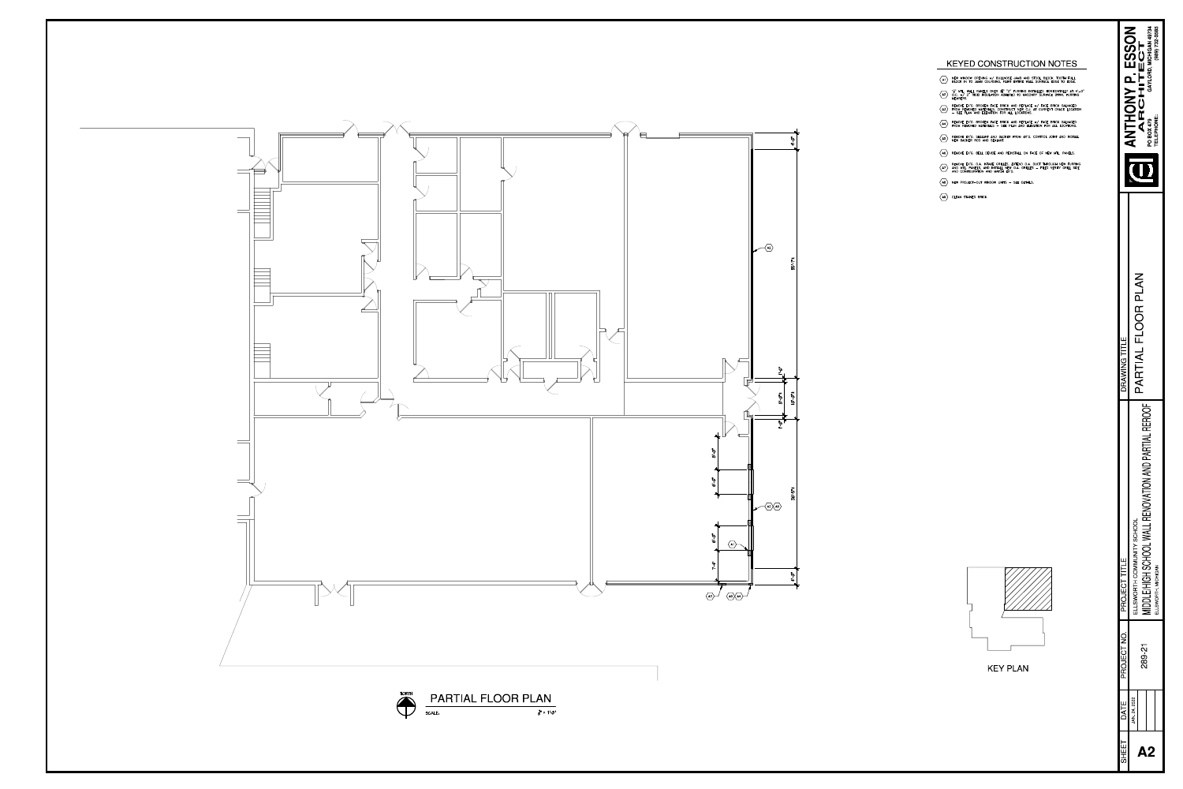## KEYED CONSTRUCTION NOTES

- (A1) NEW WINDOW OPENING w/ BULLNOSE JAMB AND STOOL BLOCK. TOOTH BULL BLOCK IN TO JAMB COURSING. PAINT ENTIRE WALL SURFACE, EDGE TO EDGE.
- (A2) 1" MTL. WALL PANELS OVER 2" "Z" FURRING INSTALLED HORIZONTALLY AT 4'-0" O.C. w/ 2" RIGID INSULATION ADHERED TO MASONRY SURFACE (MIN. FURRING MEMBERS)
- (A3) REMOVE EX'G. BROKEN FACE BRICK AND REPLACE w/ FACE BRICK SALVAGED FROM REMOVED MATERIALS. CONSTRUCT NEW C.J. AT CURRENT CRACK LOCATION - SEE PLAN AND ELEVATION FOR ALL LOCATIONS.
- (A4) REMOVE EX'G. BROKEN FACE BRICK AND REPLACE w/ FACE BRICK SALVAGED FROM REMOVED MATERIALS - SEE PLAN AND ELEVATION FOR ALL LOCATIONS.
- (A5) REMOVE EX'G. SEALANT AND BACKER FROM EX'G. CONTROL JOINT AND INSTALL NEW BACKER ROD AND SEALANT.
- (A6) REMOVE EX'G. BELL DEVICE AND REINSTALL ON FACE OF NEW MTL. PANELS.
- (A7) REMOVE EX'G. O.A. INTAKE GRILLES, EXTEND O.A. DUCT THROUGH NEW FURRING AND MTL. PANELS, AND INSTALL NEW O.A. GRILLES - FIELD VERIFY GRILL SIZE AND CONFIGURATION AND MATCH EX'G.
- (A8) NEW PROJECT-OUT WINDOW UNITS - SEE DETAILS.
- (A9) CLEAN STAINED BRICK.

PARTIAL FLOOR PLAN

SCALE: 1/8" = 1'-0"

NORTH

KEY PLAN

ANTHONY P. ESSON ARCHITECT
PO BOX 819
GAYLORD, MICHIGAN 49734
TELEPHONE: (989) 732-6993

| SHEET | DATE | PROJECT NO. | PROJECT TITLE | DRAWING TITLE |
|---|---|---|---|---|
| A2 | JAN. 24, 2022 | 289-21 | ELLSWORTH COMMUNITY SCHOOL<br>MIDDLE/HIGH SCHOOL WALL RENOVATION AND PARTIAL REROOF<br>ELLSWORTH, MICHIGAN | PARTIAL FLOOR PLAN |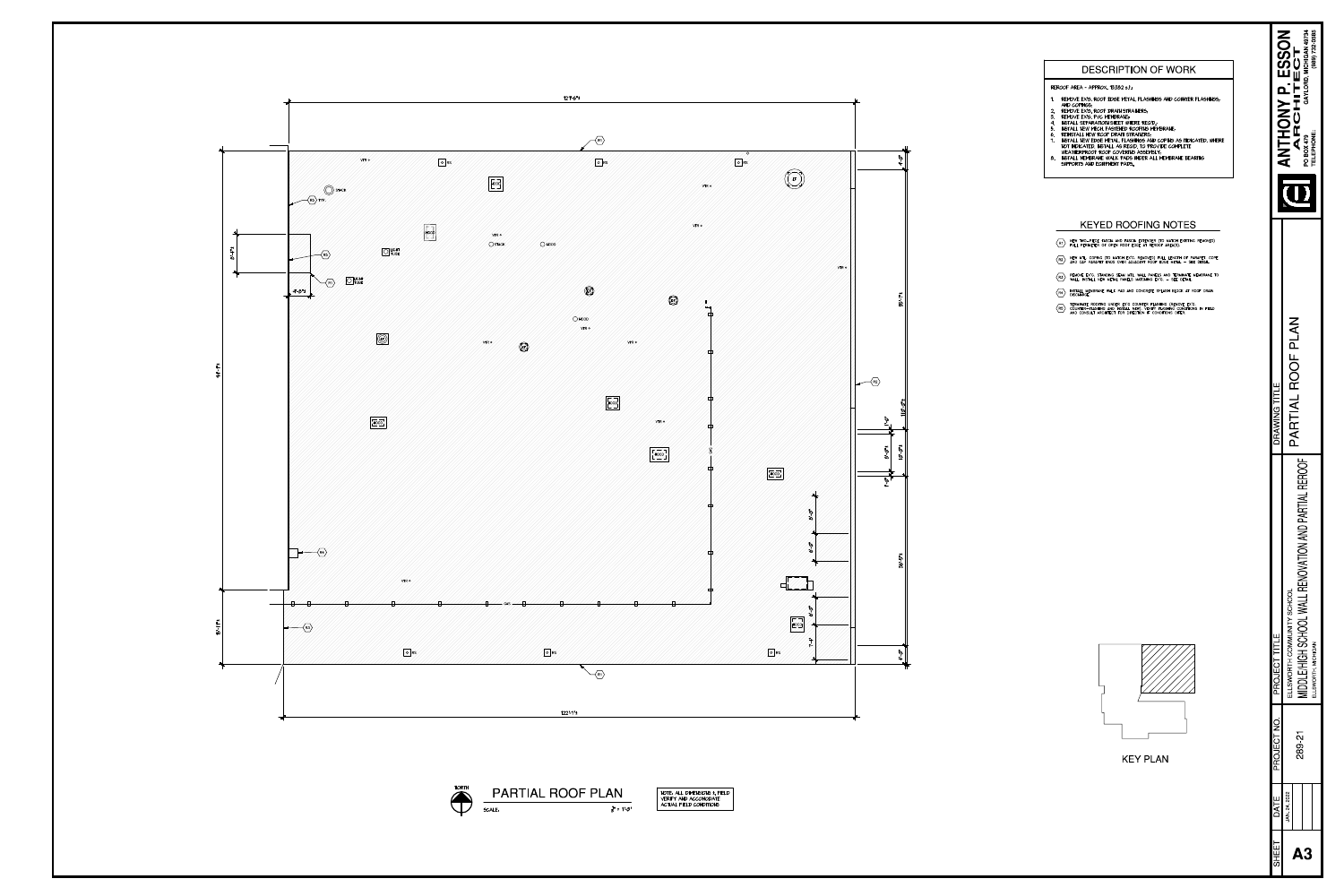## DESCRIPTION OF WORK

REROOF AREA - APPROX. 13382 s.f.

1. REMOVE EXIS. ROOF EDGE METAL FLASHINGS AND COUNTER FLASHINGS, AND COPINGS.
2. REMOVE EXIS. ROOF DRAIN STRAINERS.
3. REMOVE EXIS. PVC MEMBRANE.
4. INSTALL SEPARATION SHEET WHERE REQ'D.
5. INSTALL NEW MECH. FASTENED ROOFING MEMBRANE.
6. REINSTALL NEW ROOF DRAIN STRAINERS.
7. INSTALL NEW EDGE METAL FLASHINGS AND COPING AS INDICATED. WHERE NOT INDICATED, INSTALL AS REQ'D. TO PROVIDE COMPLETE WEATHERPROOF ROOF COVERING ASSEMBLY.
8. INSTALL MEMBRANE WALK PADS UNDER ALL MEMBRANE BEARING SUPPORTS AND EQUIPMENT PADS.

## KEYED ROOFING NOTES

- R1 NEW TWO-PIECE FASCIA AND FASCIA EXTENDER (TO MATCH EXISTING REMOVED) FULL PERIMETER OF OPEN ROOF EDGE AT REROOF AREA(S).
- R2 NEW ATL. COPING (TO MATCH EXIS. REMOVED) FULL LENGTH OF PARAPET. COPE AND CAP PARAPET ENDS OVER ADJACENT ROOF EDGE METAL - SEE DETAIL.
- R3 REMOVE EXIS. STANDING SEAM MTL. WALL PANELS AND TERMINATE MEMBRANE TO WALL. INSTALL NEW METAL PANELS MATCHING EXIS. - SEE DETAIL.
- R4 INSTALL MEMBRANE WALK PAD AND CONCRETE SPLASH BLOCK AT ROOF DRAIN DISCHARGE.
- R5 TERMINATE ROOFING UNDER EXIS. COUNTER FLASHING (REMOVE EXIS. COUNTER-FLASHING AND INSTALL NEW). VERIFY FLASHING CONDITIONS IN FIELD AND CONSULT ARCHITECT FOR DIRECTION IF CONDITIONS DIFFER.

## PARTIAL ROOF PLAN

SCALE: 1/8" = 1'-0"

NOTE: ALL DIMENSIONS & FIELD VERIFY AND ACCOMMODATE ACTUAL FIELD CONDITIONS

KEY PLAN

ANTHONY P. ESSON ARCHITECT
PO BOX 519, GAYLORD, MICHIGAN 49734
TELEPHONE: (989) 732-0383

| SHEET | DATE | PROJECT NO. | PROJECT TITLE | DRAWING TITLE |
|---|---|---|---|---|
| A3 | JAN. 24, 2022 | 289-21 | ELLSWORTH COMMUNITY SCHOOL MIDDLE/HIGH SCHOOL WALL RENOVATION AND PARTIAL REROOF ELLSWORTH, MICHIGAN | PARTIAL ROOF PLAN |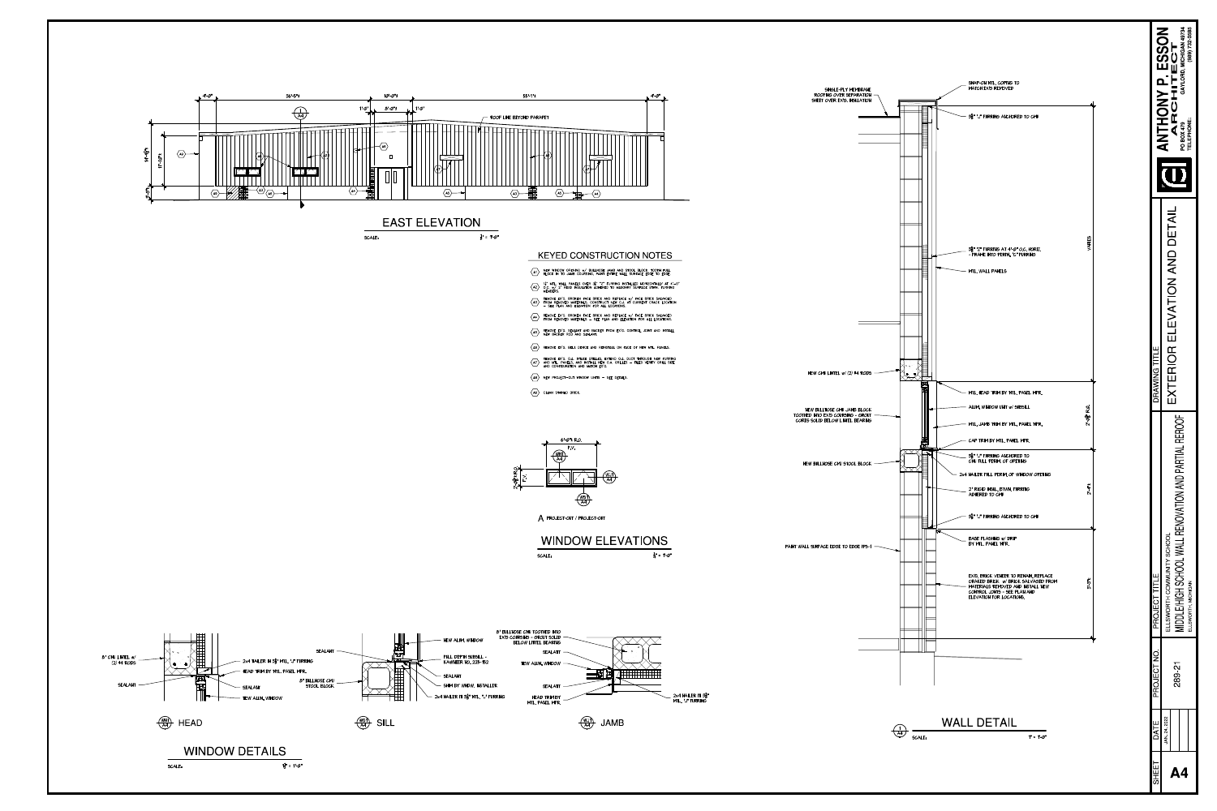## EAST ELEVATION

SCALE: 1/8" = 1'-0"

4'-0" 36'-5" 10'-0" 55'-1" 4'-0"

1'-8" 6'-0" 1'-8"

ROOF LINE BEYOND PARAPET

14'-9" 11'-10" 2'-5"

## KEYED CONSTRUCTION NOTES

- A1 NEW WINDOW OPENING w/ BULLNOSE JAMB AND STOOL BLOCK. TOOTH FULL BLOCK IN TO JAMB COURSING. PAINT ENTIRE WALL SURFACE EDGE TO EDGE.
- A2 1/2" MTL. WALL PANELS OVER 5/8" "Z" FURRING INSTALLED HORIZONTALLY AT 4'-0" O.C. w/ 2" RIGID INSULATION ADHERED TO MASONRY SURFACE BTWN. FURRING MEMBERS.
- A3 REMOVE EX'G. CRACKED FACE BRICK AND REPLACE w/ FACE BRICK SALVAGED FROM REMOVED MATERIALS. CONSTRUCT NEW C.J. AT CURRENT CRACK LOCATION – SEE PLAN AND ELEVATION FOR ALL LOCATIONS.
- A4 REMOVE EX'G. BROKEN FACE BRICK AND REPLACE w/ FACE BRICK SALVAGED FROM REMOVED MATERIALS – SEE PLAN AND ELEVATION FOR ALL LOCATIONS.
- A5 REMOVE EX'G. SEALANT AND BACKER FROM EX'G. CONTROL JOINT AND INSTALL NEW BACKER ROD AND SEALANT.
- A6 REMOVE EX'G. BELL DEVICE AND REINSTALL ON FACE OF NEW MTL. PANELS.
- A7 REMOVE EX'G. O.A. INTAKE GRILLES, EXTEND O.A. DUCT THROUGH NEW FURRING AND MTL. PANELS, AND INSTALL NEW O.A. GRILLES – FIELD VERIFY GRILL SIZE AND CONFIGURATION AND MATCH EX'G.
- A8 NEW PROJECT-OUT WINDOW UNITS – SEE DETAILS.
- A9 CLEAN STAINED BRICK.

## WINDOW ELEVATIONS

SCALE: 1/4" = 1'-0"

6'-8" R.O.

F.V.

2'-8" R.O. F.V.

A PROJECT-OUT / PROJECT-OUT

## WINDOW DETAILS

SCALE: 3" = 1'-0"

**HEAD**

- 8" CMU LINTEL w/ (2) #4 RODS
- SEALANT
- 2x4 NAILER IN 5/8" MTL. "J" FURRING
- HEAD TRIM BY MTL. PANEL MFR.
- SEALANT
- NEW ALUM. WINDOW

**SILL**

- SEALANT
- 8" BULLNOSE CMU STOOL BLOCK
- NEW ALUM. WINDOW
- FULL DEPTH SUBSILL – KAWNEER NO. 225-152
- SEALANT
- SHIM BY WNDW. INSTALLER
- 2x4 NAILER IN 5/8" MTL. "J" FURRING

**JAMB**

- 8" BULLNOSE CMU TOOTHED INTO EX'G COURSING – GROUT SOLID BELOW LINTEL BEARING
- SEALANT
- NEW ALUM. WINDOW
- SEALANT
- HEAD TRIM BY MTL. PANEL MFR.
- 2x4 NAILER IN 5/8" MTL. "J" FURRING

## WALL DETAIL

SCALE: 1" = 1'-0"

- SINGLE-PLY MEMBRANE ROOFING OVER SEPARATION SHEET OVER EX'G. INSULATION
- SNAP-ON MTL. COPING TO MATCH EX'G REMOVED
- 5/8" "J" FURRING ANCHORED TO CMU
- 5/8" "Z" FURRING AT 4'-0" O.C. HORIZ. – FRAME INTO PERIM. "C" FURRING
- MTL. WALL PANELS
- VARIES
- NEW CMU LINTEL w/ (2) #4 RODS
- MTL. HEAD TRIM BY MTL. PANEL MFR.
- NEW BULLNOSE CMU JAMB BLOCK TOOTHED INTO EX'G COURSING – GROUT CORES SOLID BELOW LINTEL BEARING
- ALUM. WINDOW UNIT w/ SUBSILL
- MTL. JAMB TRIM BY MTL. PANEL MFR.
- 2'-8" R.O.
- CAP TRIM BY MTL. PANEL MFR.
- NEW BULLNOSE CMU STOOL BLOCK
- 5/8" "J" FURRING ANCHORED TO CMU FULL PERIM. OF OPENING
- 2x4 NAILER FULL PERIM. OF WINDOW OPENING
- 2" RIGID INSUL. BTWN. FURRING ADHERED TO CMU
- 5/8" "J" FURRING ANCHORED TO CMU
- 2'-4"
- PAINT WALL SURFACE EDGE TO EDGE (P5-1)
- BASE FLASHING w/ DRIP BY MTL. PANEL MFR.
- EX'G. BRICK VENEER TO REMAIN, REPLACE CRACKED BRICK w/ BRICK SALVAGED FROM MATERIALS REMOVED AND INSTALL NEW CONTROL JOINTS – SEE PLAN AND ELEVATION FOR LOCATIONS.
- 3'-3"

---

**ANTHONY P. ESSON ARCHITECT**
PO BOX 819, GAYLORD, MICHIGAN 49734
TELEPHONE: (989) 732-6383

DRAWING TITLE: EXTERIOR ELEVATION AND DETAIL

PROJECT TITLE: ELLSWORTH COMMUNITY SCHOOL — MIDDLE/HIGH SCHOOL WALL RENOVATION AND PARTIAL REROOF — ELLSWORTH, MICHIGAN

PROJECT NO.: 289-21

DATE: JAN. 24, 2022

SHEET: A4